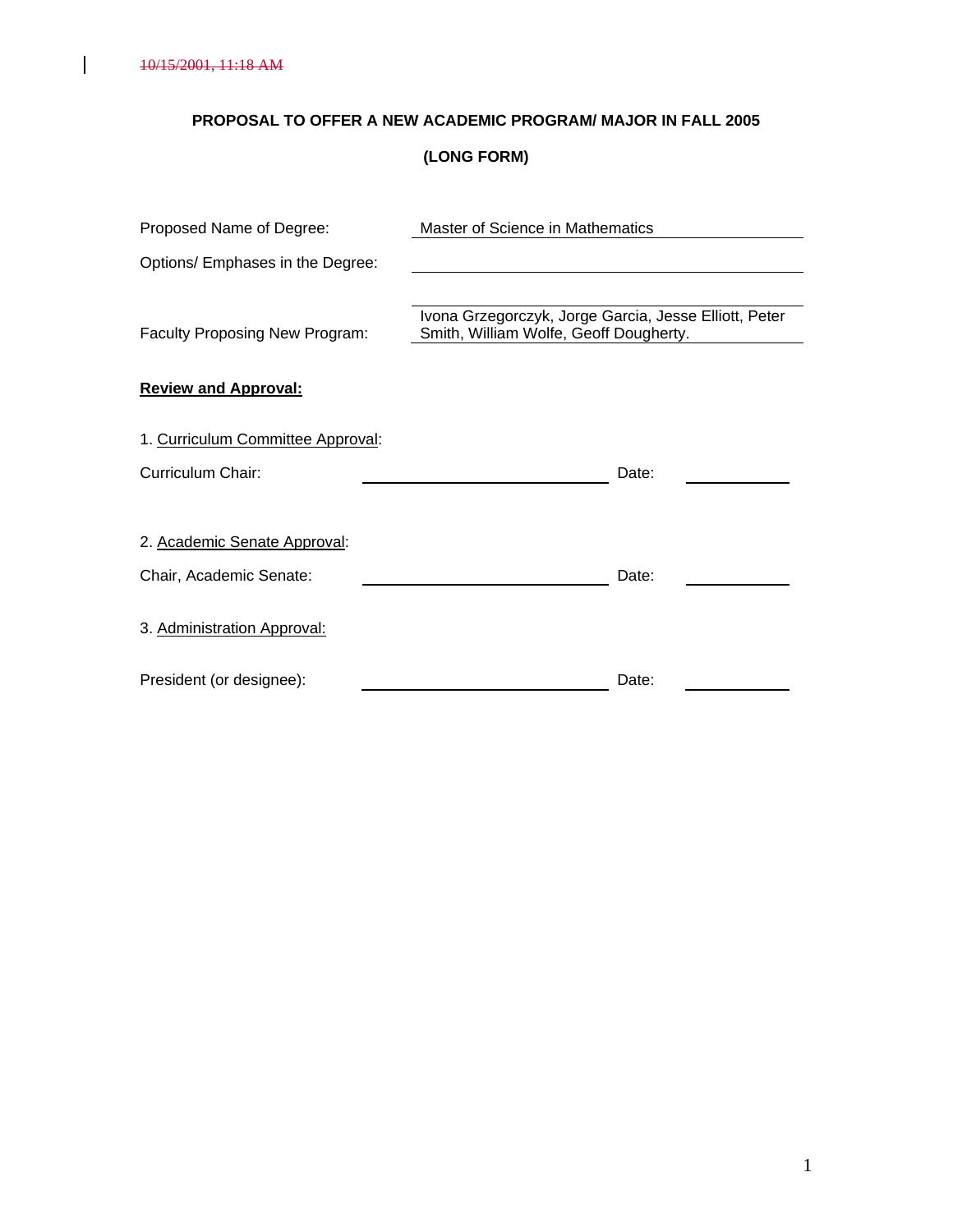~~10/15/2001, 11:18 AM~~

**PROPOSAL TO OFFER A NEW ACADEMIC PROGRAM/ MAJOR IN FALL 2005**

**(LONG FORM)**

Proposed Name of Degree: Master of Science in Mathematics

Options/ Emphases in the Degree: 

Faculty Proposing New Program: Ivona Grzegorczyk, Jorge Garcia, Jesse Elliott, Peter Smith, William Wolfe, Geoff Dougherty.

**Review and Approval:**

1. Curriculum Committee Approval:

Curriculum Chair: ____________________ Date: __________

2. Academic Senate Approval:

Chair, Academic Senate: ____________________ Date: __________

3. Administration Approval:

President (or designee): ____________________ Date: __________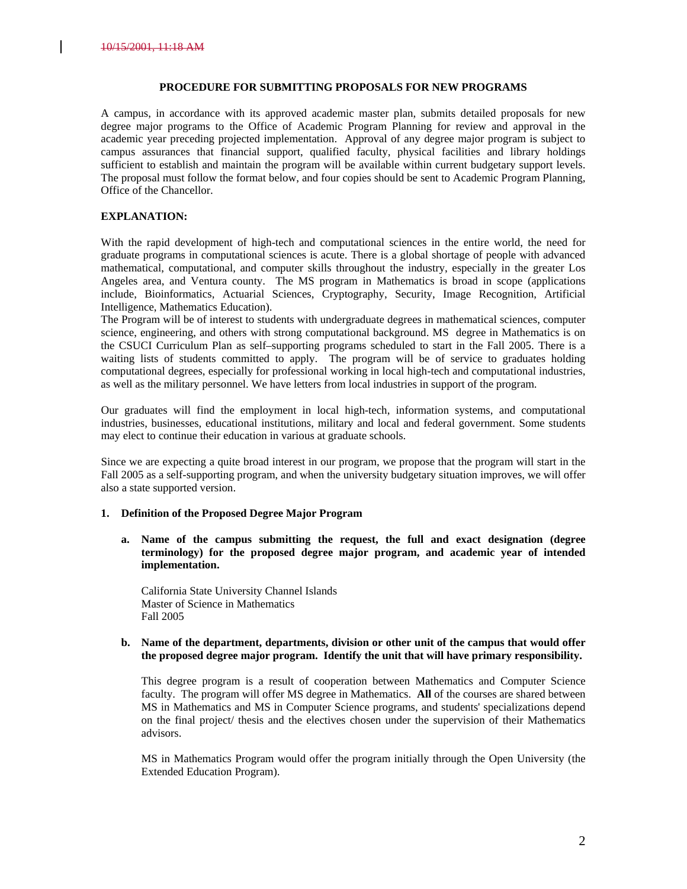~~10/15/2001, 11:18 AM~~

**PROCEDURE FOR SUBMITTING PROPOSALS FOR NEW PROGRAMS**

A campus, in accordance with its approved academic master plan, submits detailed proposals for new degree major programs to the Office of Academic Program Planning for review and approval in the academic year preceding projected implementation. Approval of any degree major program is subject to campus assurances that financial support, qualified faculty, physical facilities and library holdings sufficient to establish and maintain the program will be available within current budgetary support levels. The proposal must follow the format below, and four copies should be sent to Academic Program Planning, Office of the Chancellor.

**EXPLANATION:**

With the rapid development of high-tech and computational sciences in the entire world, the need for graduate programs in computational sciences is acute. There is a global shortage of people with advanced mathematical, computational, and computer skills throughout the industry, especially in the greater Los Angeles area, and Ventura county. The MS program in Mathematics is broad in scope (applications include, Bioinformatics, Actuarial Sciences, Cryptography, Security, Image Recognition, Artificial Intelligence, Mathematics Education).

The Program will be of interest to students with undergraduate degrees in mathematical sciences, computer science, engineering, and others with strong computational background. MS degree in Mathematics is on the CSUCI Curriculum Plan as self–supporting programs scheduled to start in the Fall 2005. There is a waiting lists of students committed to apply. The program will be of service to graduates holding computational degrees, especially for professional working in local high-tech and computational industries, as well as the military personnel. We have letters from local industries in support of the program.

Our graduates will find the employment in local high-tech, information systems, and computational industries, businesses, educational institutions, military and local and federal government. Some students may elect to continue their education in various at graduate schools.

Since we are expecting a quite broad interest in our program, we propose that the program will start in the Fall 2005 as a self-supporting program, and when the university budgetary situation improves, we will offer also a state supported version.

**1. Definition of the Proposed Degree Major Program**

**a. Name of the campus submitting the request, the full and exact designation (degree terminology) for the proposed degree major program, and academic year of intended implementation.**

California State University Channel Islands
Master of Science in Mathematics
Fall 2005

**b. Name of the department, departments, division or other unit of the campus that would offer the proposed degree major program. Identify the unit that will have primary responsibility.**

This degree program is a result of cooperation between Mathematics and Computer Science faculty. The program will offer MS degree in Mathematics. **All** of the courses are shared between MS in Mathematics and MS in Computer Science programs, and students' specializations depend on the final project/ thesis and the electives chosen under the supervision of their Mathematics advisors.

MS in Mathematics Program would offer the program initially through the Open University (the Extended Education Program).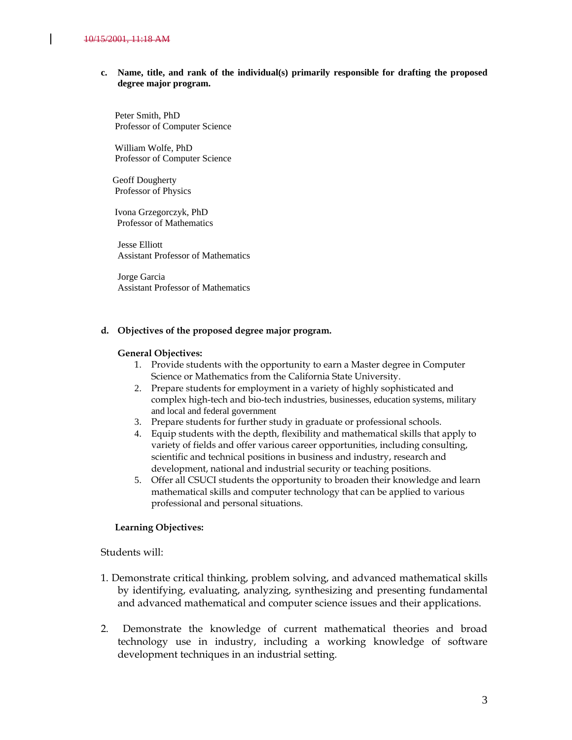~~10/15/2001, 11:18 AM~~

**c. Name, title, and rank of the individual(s) primarily responsible for drafting the proposed degree major program.**

Peter Smith, PhD
Professor of Computer Science

William Wolfe, PhD
Professor of Computer Science

Geoff Dougherty
Professor of Physics

Ivona Grzegorczyk, PhD
Professor of Mathematics

Jesse Elliott
Assistant Professor of Mathematics

Jorge Garcia
Assistant Professor of Mathematics

**d. Objectives of the proposed degree major program.**

**General Objectives:**

1. Provide students with the opportunity to earn a Master degree in Computer Science or Mathematics from the California State University.
2. Prepare students for employment in a variety of highly sophisticated and complex high-tech and bio-tech industries, businesses, education systems, military and local and federal government
3. Prepare students for further study in graduate or professional schools.
4. Equip students with the depth, flexibility and mathematical skills that apply to variety of fields and offer various career opportunities, including consulting, scientific and technical positions in business and industry, research and development, national and industrial security or teaching positions.
5. Offer all CSUCI students the opportunity to broaden their knowledge and learn mathematical skills and computer technology that can be applied to various professional and personal situations.

**Learning Objectives:**

Students will:

1. Demonstrate critical thinking, problem solving, and advanced mathematical skills by identifying, evaluating, analyzing, synthesizing and presenting fundamental and advanced mathematical and computer science issues and their applications.

2. Demonstrate the knowledge of current mathematical theories and broad technology use in industry, including a working knowledge of software development techniques in an industrial setting.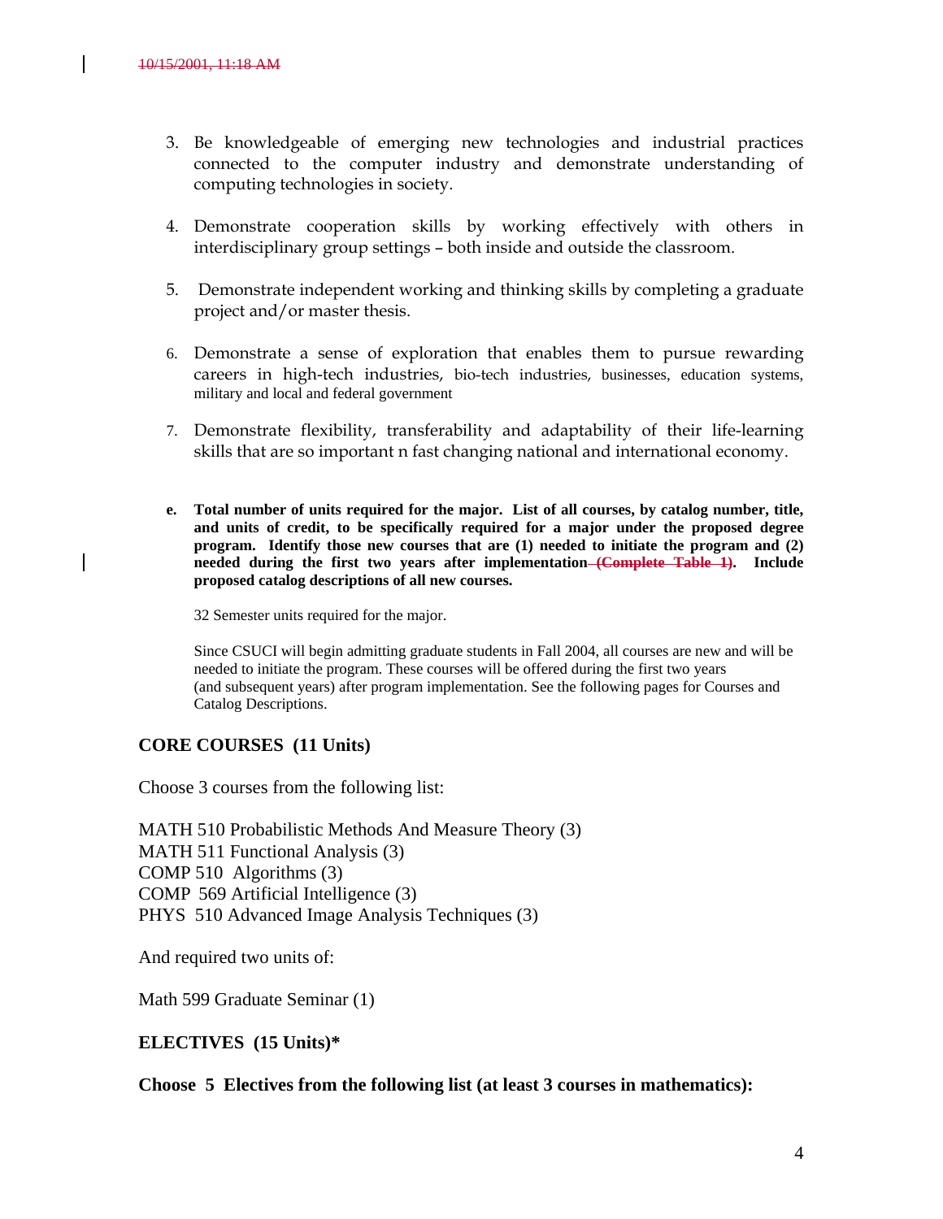3. Be knowledgeable of emerging new technologies and industrial practices connected to the computer industry and demonstrate understanding of computing technologies in society.

4. Demonstrate cooperation skills by working effectively with others in interdisciplinary group settings – both inside and outside the classroom.

5. Demonstrate independent working and thinking skills by completing a graduate project and/or master thesis.

6. Demonstrate a sense of exploration that enables them to pursue rewarding careers in high-tech industries, bio-tech industries, businesses, education systems, military and local and federal government

7. Demonstrate flexibility, transferability and adaptability of their life-learning skills that are so important n fast changing national and international economy.

**e. Total number of units required for the major. List of all courses, by catalog number, title, and units of credit, to be specifically required for a major under the proposed degree program. Identify those new courses that are (1) needed to initiate the program and (2) needed during the first two years after implementation ~~(Complete Table 1)~~. Include proposed catalog descriptions of all new courses.**

32 Semester units required for the major.

Since CSUCI will begin admitting graduate students in Fall 2004, all courses are new and will be needed to initiate the program. These courses will be offered during the first two years (and subsequent years) after program implementation. See the following pages for Courses and Catalog Descriptions.

**CORE COURSES (11 Units)**

Choose 3 courses from the following list:

MATH 510 Probabilistic Methods And Measure Theory (3)
MATH 511 Functional Analysis (3)
COMP 510 Algorithms (3)
COMP 569 Artificial Intelligence (3)
PHYS 510 Advanced Image Analysis Techniques (3)

And required two units of:

Math 599 Graduate Seminar (1)

**ELECTIVES (15 Units)***

**Choose 5 Electives from the following list (at least 3 courses in mathematics):**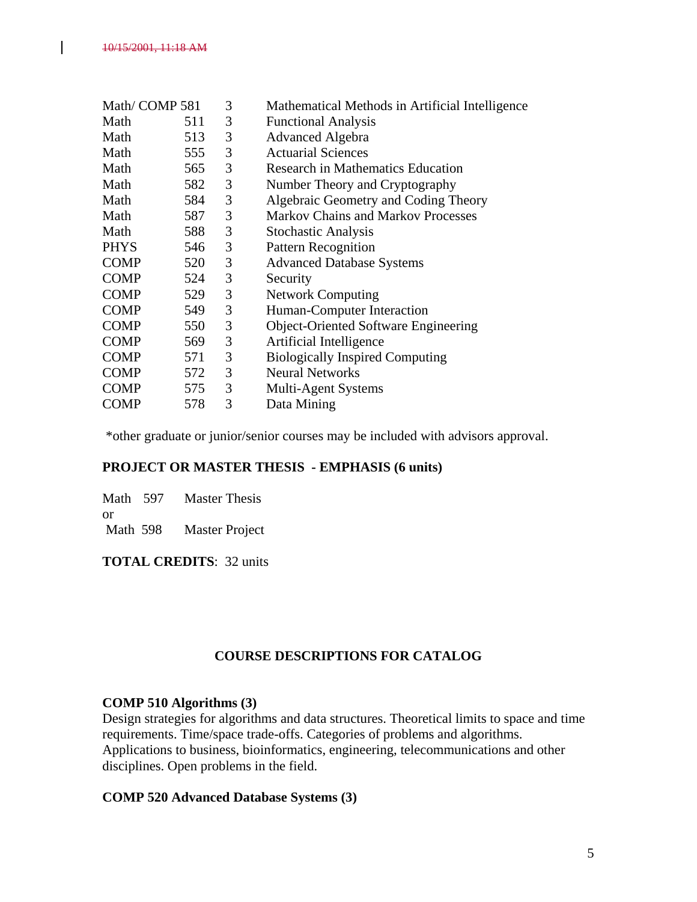| | | | |
|---|---|---|---|
| Math/ COMP 581 | | 3 | Mathematical Methods in Artificial Intelligence |
| Math | 511 | 3 | Functional Analysis |
| Math | 513 | 3 | Advanced Algebra |
| Math | 555 | 3 | Actuarial Sciences |
| Math | 565 | 3 | Research in Mathematics Education |
| Math | 582 | 3 | Number Theory and Cryptography |
| Math | 584 | 3 | Algebraic Geometry and Coding Theory |
| Math | 587 | 3 | Markov Chains and Markov Processes |
| Math | 588 | 3 | Stochastic Analysis |
| PHYS | 546 | 3 | Pattern Recognition |
| COMP | 520 | 3 | Advanced Database Systems |
| COMP | 524 | 3 | Security |
| COMP | 529 | 3 | Network Computing |
| COMP | 549 | 3 | Human-Computer Interaction |
| COMP | 550 | 3 | Object-Oriented Software Engineering |
| COMP | 569 | 3 | Artificial Intelligence |
| COMP | 571 | 3 | Biologically Inspired Computing |
| COMP | 572 | 3 | Neural Networks |
| COMP | 575 | 3 | Multi-Agent Systems |
| COMP | 578 | 3 | Data Mining |

*other graduate or junior/senior courses may be included with advisors approval.

**PROJECT OR MASTER THESIS - EMPHASIS (6 units)**

Math 597 Master Thesis
or
Math 598 Master Project

**TOTAL CREDITS**: 32 units

## COURSE DESCRIPTIONS FOR CATALOG

**COMP 510 Algorithms (3)**
Design strategies for algorithms and data structures. Theoretical limits to space and time requirements. Time/space trade-offs. Categories of problems and algorithms. Applications to business, bioinformatics, engineering, telecommunications and other disciplines. Open problems in the field.

**COMP 520 Advanced Database Systems (3)**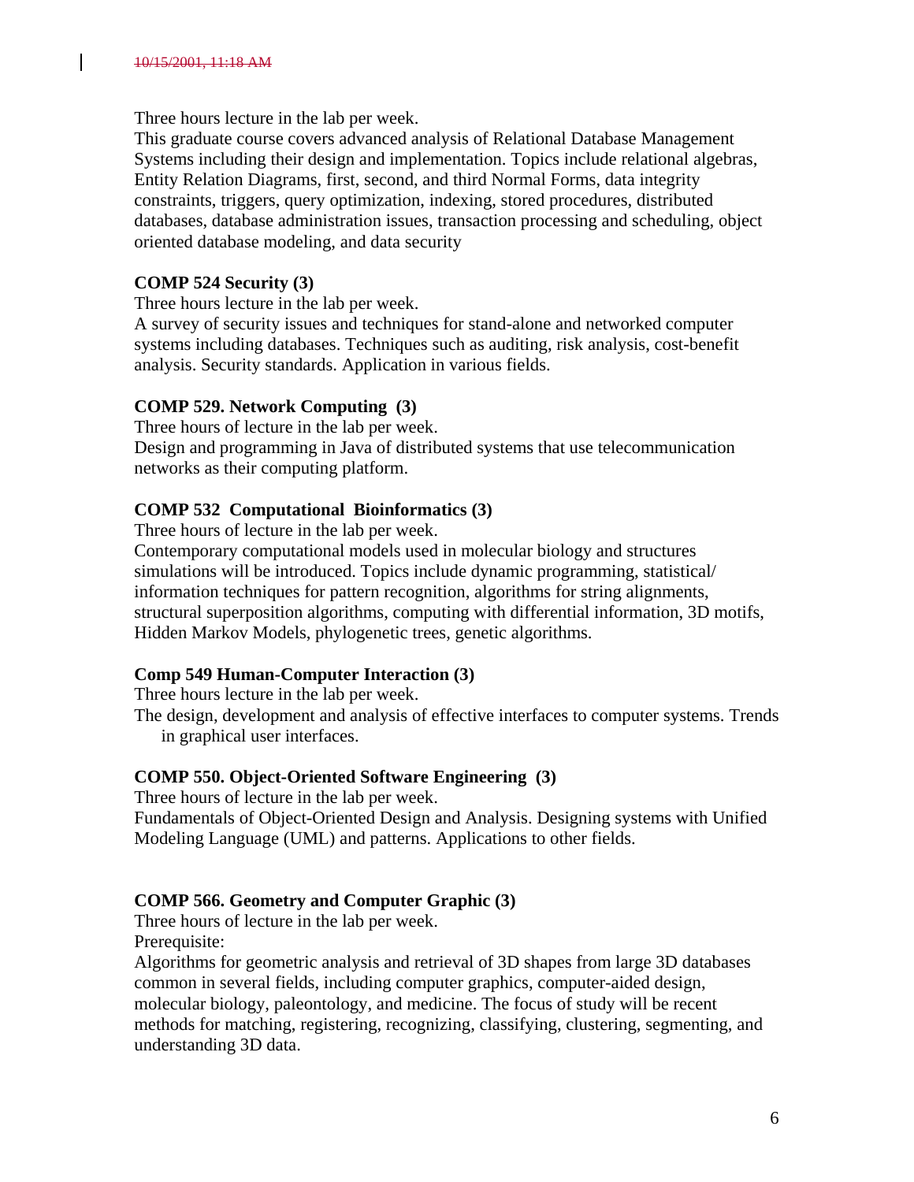Three hours lecture in the lab per week.
This graduate course covers advanced analysis of Relational Database Management Systems including their design and implementation. Topics include relational algebras, Entity Relation Diagrams, first, second, and third Normal Forms, data integrity constraints, triggers, query optimization, indexing, stored procedures, distributed databases, database administration issues, transaction processing and scheduling, object oriented database modeling, and data security

**COMP 524 Security (3)**
Three hours lecture in the lab per week.
A survey of security issues and techniques for stand-alone and networked computer systems including databases. Techniques such as auditing, risk analysis, cost-benefit analysis. Security standards. Application in various fields.

**COMP 529. Network Computing (3)**
Three hours of lecture in the lab per week.
Design and programming in Java of distributed systems that use telecommunication networks as their computing platform.

**COMP 532 Computational Bioinformatics (3)**
Three hours of lecture in the lab per week.
Contemporary computational models used in molecular biology and structures simulations will be introduced. Topics include dynamic programming, statistical/ information techniques for pattern recognition, algorithms for string alignments, structural superposition algorithms, computing with differential information, 3D motifs, Hidden Markov Models, phylogenetic trees, genetic algorithms.

**Comp 549 Human-Computer Interaction (3)**
Three hours lecture in the lab per week.
The design, development and analysis of effective interfaces to computer systems. Trends in graphical user interfaces.

**COMP 550. Object-Oriented Software Engineering (3)**
Three hours of lecture in the lab per week.
Fundamentals of Object-Oriented Design and Analysis. Designing systems with Unified Modeling Language (UML) and patterns. Applications to other fields.

**COMP 566. Geometry and Computer Graphic (3)**
Three hours of lecture in the lab per week.
Prerequisite:
Algorithms for geometric analysis and retrieval of 3D shapes from large 3D databases common in several fields, including computer graphics, computer-aided design, molecular biology, paleontology, and medicine. The focus of study will be recent methods for matching, registering, recognizing, classifying, clustering, segmenting, and understanding 3D data.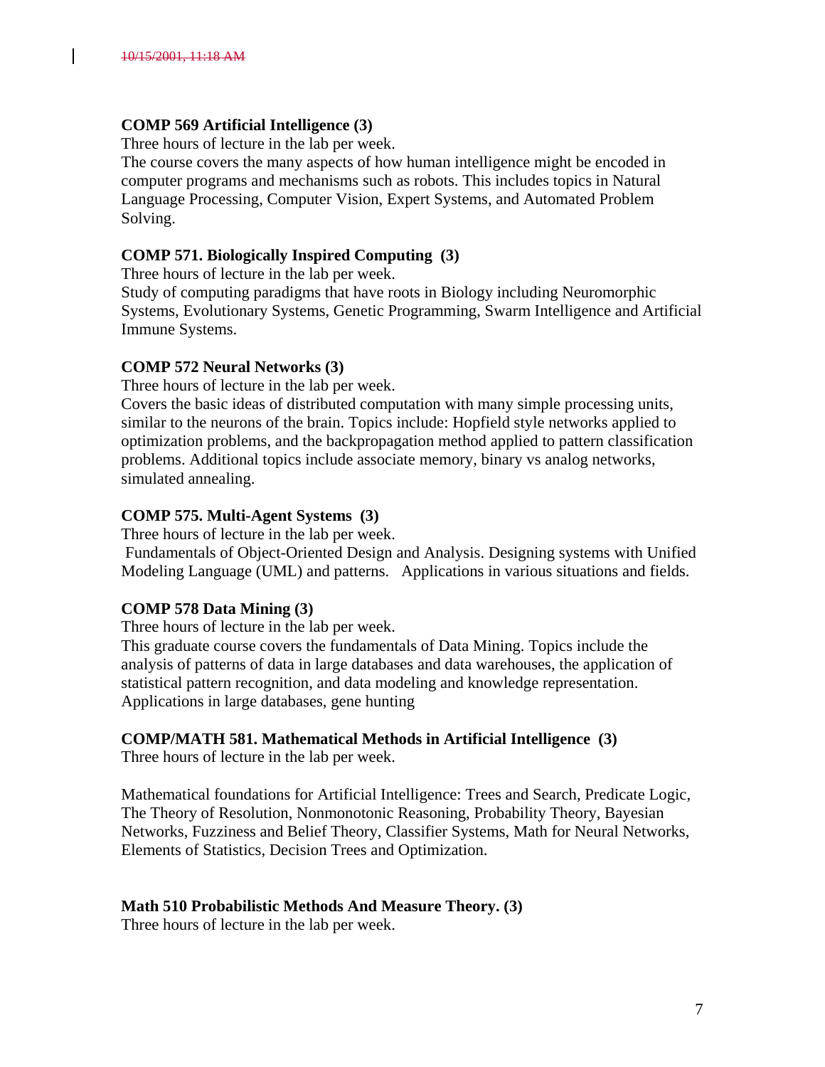**COMP 569 Artificial Intelligence (3)**

Three hours of lecture in the lab per week.

The course covers the many aspects of how human intelligence might be encoded in computer programs and mechanisms such as robots. This includes topics in Natural Language Processing, Computer Vision, Expert Systems, and Automated Problem Solving.

**COMP 571. Biologically Inspired Computing (3)**

Three hours of lecture in the lab per week.

Study of computing paradigms that have roots in Biology including Neuromorphic Systems, Evolutionary Systems, Genetic Programming, Swarm Intelligence and Artificial Immune Systems.

**COMP 572 Neural Networks (3)**

Three hours of lecture in the lab per week.

Covers the basic ideas of distributed computation with many simple processing units, similar to the neurons of the brain. Topics include: Hopfield style networks applied to optimization problems, and the backpropagation method applied to pattern classification problems. Additional topics include associate memory, binary vs analog networks, simulated annealing.

**COMP 575. Multi-Agent Systems (3)**

Three hours of lecture in the lab per week.

Fundamentals of Object-Oriented Design and Analysis. Designing systems with Unified Modeling Language (UML) and patterns. Applications in various situations and fields.

**COMP 578 Data Mining (3)**

Three hours of lecture in the lab per week.

This graduate course covers the fundamentals of Data Mining. Topics include the analysis of patterns of data in large databases and data warehouses, the application of statistical pattern recognition, and data modeling and knowledge representation. Applications in large databases, gene hunting

**COMP/MATH 581. Mathematical Methods in Artificial Intelligence (3)**

Three hours of lecture in the lab per week.

Mathematical foundations for Artificial Intelligence: Trees and Search, Predicate Logic, The Theory of Resolution, Nonmonotonic Reasoning, Probability Theory, Bayesian Networks, Fuzziness and Belief Theory, Classifier Systems, Math for Neural Networks, Elements of Statistics, Decision Trees and Optimization.

**Math 510 Probabilistic Methods And Measure Theory. (3)**

Three hours of lecture in the lab per week.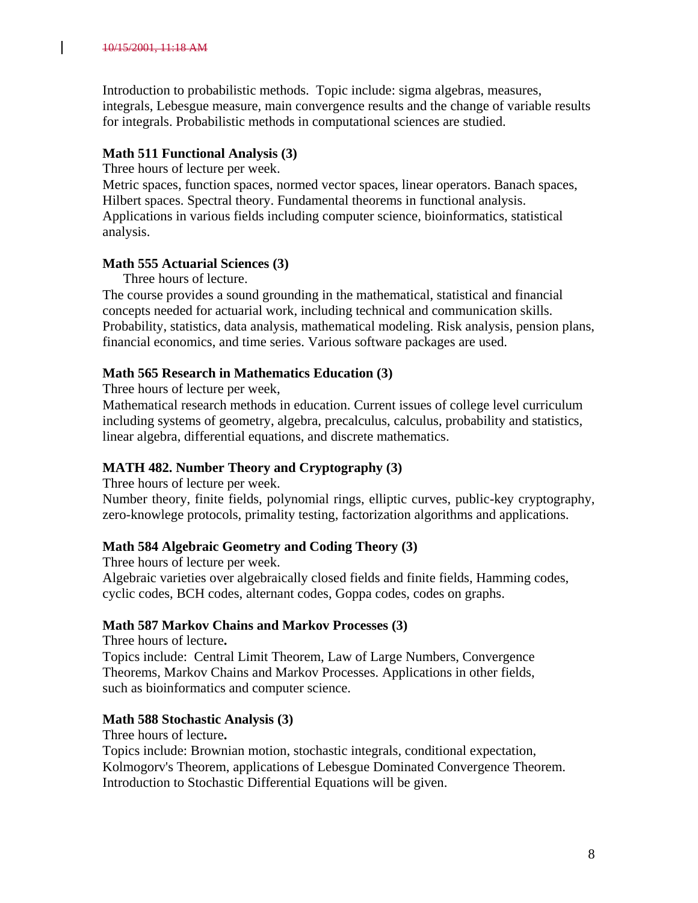Introduction to probabilistic methods. Topic include: sigma algebras, measures, integrals, Lebesgue measure, main convergence results and the change of variable results for integrals. Probabilistic methods in computational sciences are studied.

**Math 511 Functional Analysis (3)**

Three hours of lecture per week.

Metric spaces, function spaces, normed vector spaces, linear operators. Banach spaces, Hilbert spaces. Spectral theory. Fundamental theorems in functional analysis. Applications in various fields including computer science, bioinformatics, statistical analysis.

**Math 555 Actuarial Sciences (3)**

Three hours of lecture.

The course provides a sound grounding in the mathematical, statistical and financial concepts needed for actuarial work, including technical and communication skills. Probability, statistics, data analysis, mathematical modeling. Risk analysis, pension plans, financial economics, and time series. Various software packages are used.

**Math 565 Research in Mathematics Education (3)**

Three hours of lecture per week,

Mathematical research methods in education. Current issues of college level curriculum including systems of geometry, algebra, precalculus, calculus, probability and statistics, linear algebra, differential equations, and discrete mathematics.

**MATH 482. Number Theory and Cryptography (3)**

Three hours of lecture per week.

Number theory, finite fields, polynomial rings, elliptic curves, public-key cryptography, zero-knowlege protocols, primality testing, factorization algorithms and applications.

**Math 584 Algebraic Geometry and Coding Theory (3)**

Three hours of lecture per week.

Algebraic varieties over algebraically closed fields and finite fields, Hamming codes, cyclic codes, BCH codes, alternant codes, Goppa codes, codes on graphs.

**Math 587 Markov Chains and Markov Processes (3)**

Three hours of lecture**.**

Topics include: Central Limit Theorem, Law of Large Numbers, Convergence Theorems, Markov Chains and Markov Processes. Applications in other fields, such as bioinformatics and computer science.

**Math 588 Stochastic Analysis (3)**

Three hours of lecture**.**

Topics include: Brownian motion, stochastic integrals, conditional expectation, Kolmogorv's Theorem, applications of Lebesgue Dominated Convergence Theorem. Introduction to Stochastic Differential Equations will be given.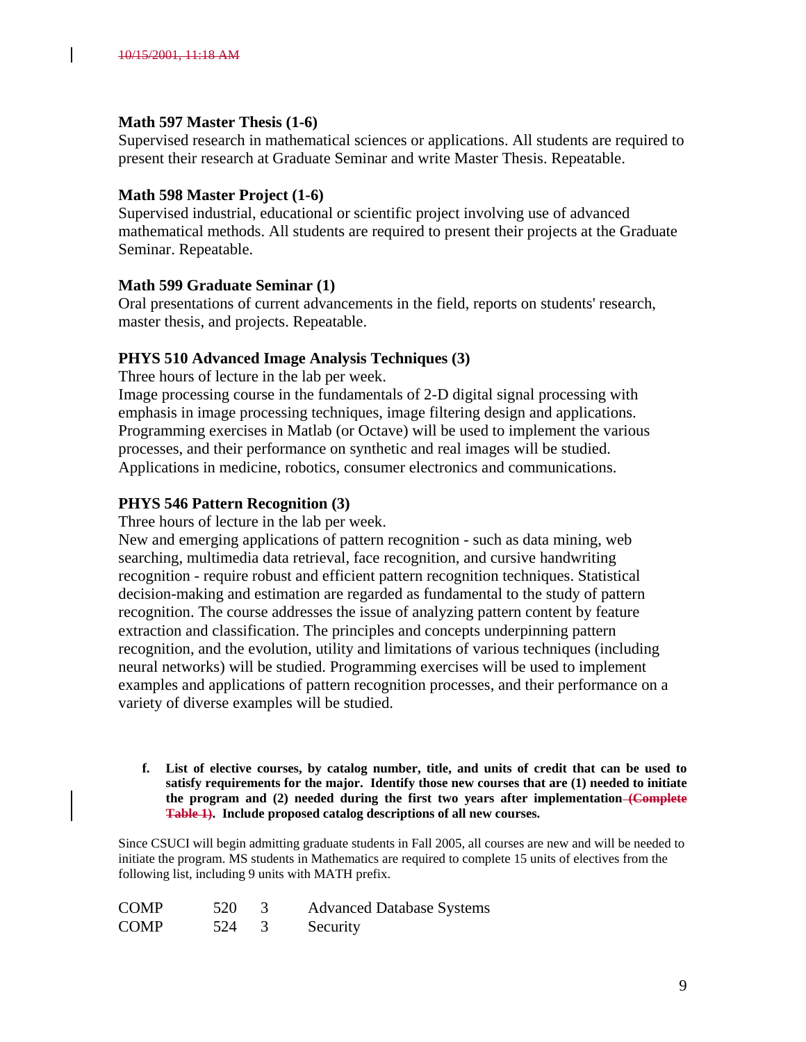**Math 597 Master Thesis (1-6)**
Supervised research in mathematical sciences or applications. All students are required to present their research at Graduate Seminar and write Master Thesis. Repeatable.

**Math 598 Master Project (1-6)**
Supervised industrial, educational or scientific project involving use of advanced mathematical methods. All students are required to present their projects at the Graduate Seminar. Repeatable.

**Math 599 Graduate Seminar (1)**
Oral presentations of current advancements in the field, reports on students' research, master thesis, and projects. Repeatable.

**PHYS 510 Advanced Image Analysis Techniques (3)**
Three hours of lecture in the lab per week.
Image processing course in the fundamentals of 2-D digital signal processing with emphasis in image processing techniques, image filtering design and applications. Programming exercises in Matlab (or Octave) will be used to implement the various processes, and their performance on synthetic and real images will be studied. Applications in medicine, robotics, consumer electronics and communications.

**PHYS 546 Pattern Recognition (3)**
Three hours of lecture in the lab per week.
New and emerging applications of pattern recognition - such as data mining, web searching, multimedia data retrieval, face recognition, and cursive handwriting recognition - require robust and efficient pattern recognition techniques. Statistical decision-making and estimation are regarded as fundamental to the study of pattern recognition. The course addresses the issue of analyzing pattern content by feature extraction and classification. The principles and concepts underpinning pattern recognition, and the evolution, utility and limitations of various techniques (including neural networks) will be studied. Programming exercises will be used to implement examples and applications of pattern recognition processes, and their performance on a variety of diverse examples will be studied.

**f. List of elective courses, by catalog number, title, and units of credit that can be used to satisfy requirements for the major. Identify those new courses that are (1) needed to initiate the program and (2) needed during the first two years after implementation ~~(Complete Table 1)~~. Include proposed catalog descriptions of all new courses.**

Since CSUCI will begin admitting graduate students in Fall 2005, all courses are new and will be needed to initiate the program. MS students in Mathematics are required to complete 15 units of electives from the following list, including 9 units with MATH prefix.

| | | | |
|---|---|---|---|
| COMP | 520 | 3 | Advanced Database Systems |
| COMP | 524 | 3 | Security |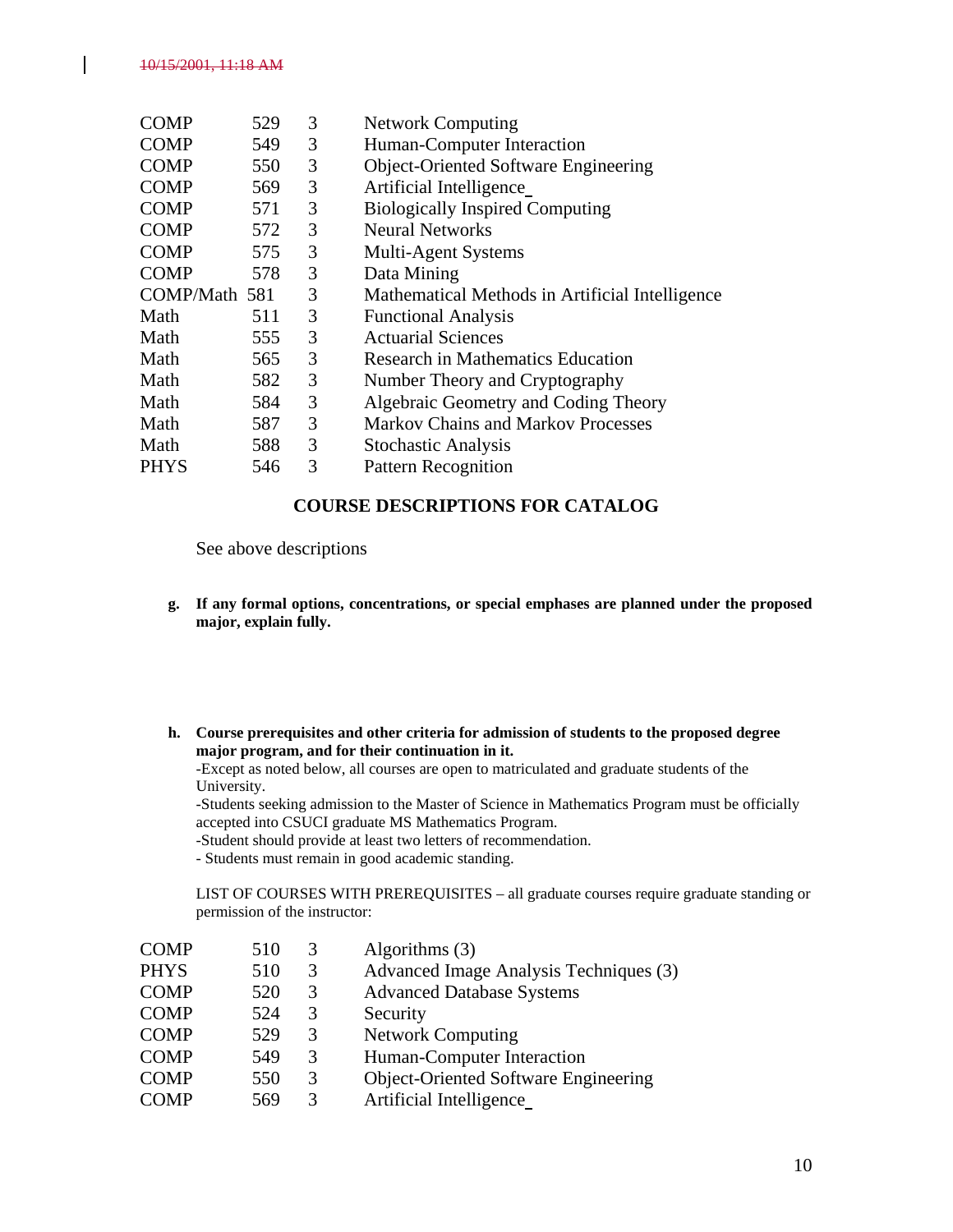| | | | |
|---|---|---|---|
| COMP | 529 | 3 | Network Computing |
| COMP | 549 | 3 | Human-Computer Interaction |
| COMP | 550 | 3 | Object-Oriented Software Engineering |
| COMP | 569 | 3 | Artificial Intelligence |
| COMP | 571 | 3 | Biologically Inspired Computing |
| COMP | 572 | 3 | Neural Networks |
| COMP | 575 | 3 | Multi-Agent Systems |
| COMP | 578 | 3 | Data Mining |
| COMP/Math | 581 | 3 | Mathematical Methods in Artificial Intelligence |
| Math | 511 | 3 | Functional Analysis |
| Math | 555 | 3 | Actuarial Sciences |
| Math | 565 | 3 | Research in Mathematics Education |
| Math | 582 | 3 | Number Theory and Cryptography |
| Math | 584 | 3 | Algebraic Geometry and Coding Theory |
| Math | 587 | 3 | Markov Chains and Markov Processes |
| Math | 588 | 3 | Stochastic Analysis |
| PHYS | 546 | 3 | Pattern Recognition |

## COURSE DESCRIPTIONS FOR CATALOG

See above descriptions

**g. If any formal options, concentrations, or special emphases are planned under the proposed major, explain fully.**

**h. Course prerequisites and other criteria for admission of students to the proposed degree major program, and for their continuation in it.**

-Except as noted below, all courses are open to matriculated and graduate students of the University.

-Students seeking admission to the Master of Science in Mathematics Program must be officially accepted into CSUCI graduate MS Mathematics Program.

-Student should provide at least two letters of recommendation.

- Students must remain in good academic standing.

LIST OF COURSES WITH PREREQUISITES – all graduate courses require graduate standing or permission of the instructor:

| | | | |
|---|---|---|---|
| COMP | 510 | 3 | Algorithms (3) |
| PHYS | 510 | 3 | Advanced Image Analysis Techniques (3) |
| COMP | 520 | 3 | Advanced Database Systems |
| COMP | 524 | 3 | Security |
| COMP | 529 | 3 | Network Computing |
| COMP | 549 | 3 | Human-Computer Interaction |
| COMP | 550 | 3 | Object-Oriented Software Engineering |
| COMP | 569 | 3 | Artificial Intelligence |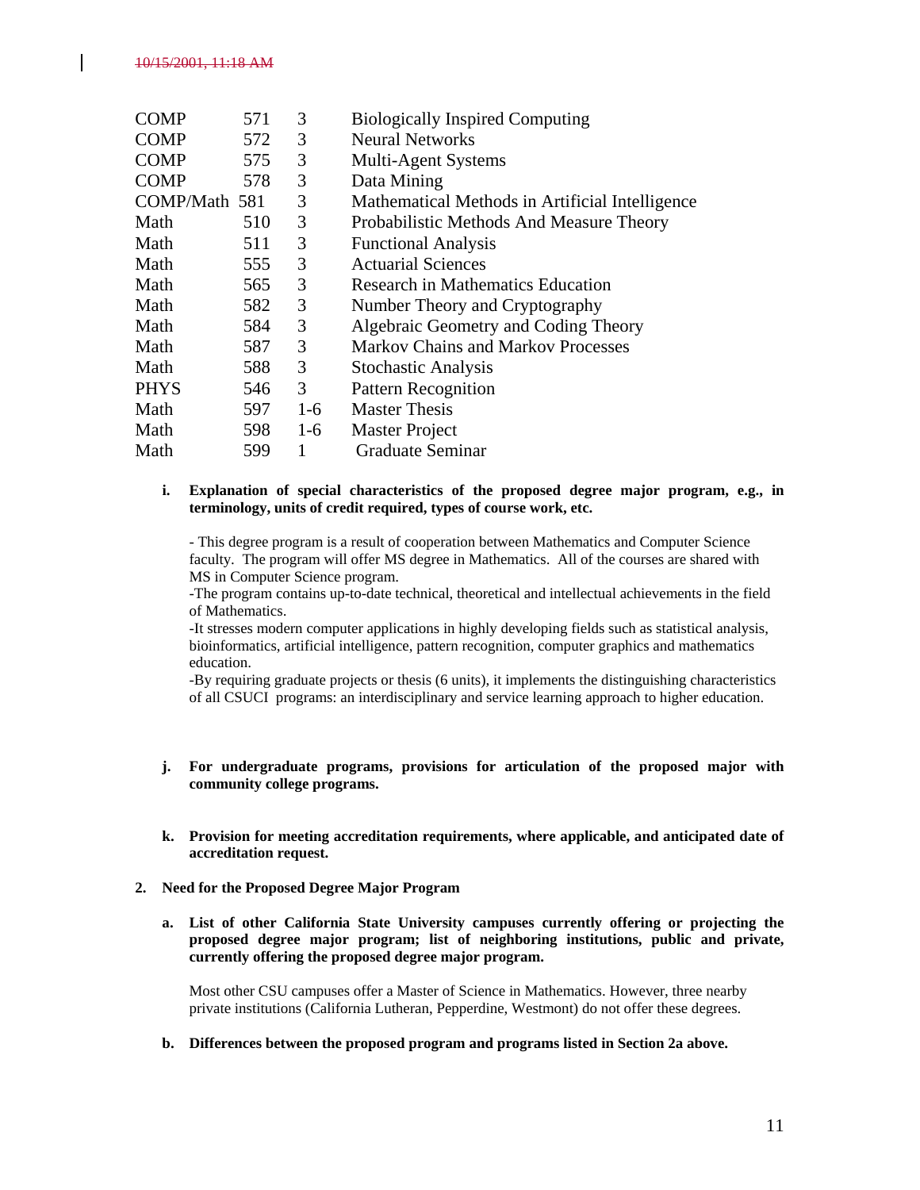| | | | |
|---|---|---|---|
| COMP | 571 | 3 | Biologically Inspired Computing |
| COMP | 572 | 3 | Neural Networks |
| COMP | 575 | 3 | Multi-Agent Systems |
| COMP | 578 | 3 | Data Mining |
| COMP/Math | 581 | 3 | Mathematical Methods in Artificial Intelligence |
| Math | 510 | 3 | Probabilistic Methods And Measure Theory |
| Math | 511 | 3 | Functional Analysis |
| Math | 555 | 3 | Actuarial Sciences |
| Math | 565 | 3 | Research in Mathematics Education |
| Math | 582 | 3 | Number Theory and Cryptography |
| Math | 584 | 3 | Algebraic Geometry and Coding Theory |
| Math | 587 | 3 | Markov Chains and Markov Processes |
| Math | 588 | 3 | Stochastic Analysis |
| PHYS | 546 | 3 | Pattern Recognition |
| Math | 597 | 1-6 | Master Thesis |
| Math | 598 | 1-6 | Master Project |
| Math | 599 | 1 | Graduate Seminar |

**i. Explanation of special characteristics of the proposed degree major program, e.g., in terminology, units of credit required, types of course work, etc.**

- This degree program is a result of cooperation between Mathematics and Computer Science faculty. The program will offer MS degree in Mathematics. All of the courses are shared with MS in Computer Science program.

-The program contains up-to-date technical, theoretical and intellectual achievements in the field of Mathematics.

-It stresses modern computer applications in highly developing fields such as statistical analysis, bioinformatics, artificial intelligence, pattern recognition, computer graphics and mathematics education.

-By requiring graduate projects or thesis (6 units), it implements the distinguishing characteristics of all CSUCI programs: an interdisciplinary and service learning approach to higher education.

**j. For undergraduate programs, provisions for articulation of the proposed major with community college programs.**

**k. Provision for meeting accreditation requirements, where applicable, and anticipated date of accreditation request.**

**2. Need for the Proposed Degree Major Program**

**a. List of other California State University campuses currently offering or projecting the proposed degree major program; list of neighboring institutions, public and private, currently offering the proposed degree major program.**

Most other CSU campuses offer a Master of Science in Mathematics. However, three nearby private institutions (California Lutheran, Pepperdine, Westmont) do not offer these degrees.

**b. Differences between the proposed program and programs listed in Section 2a above.**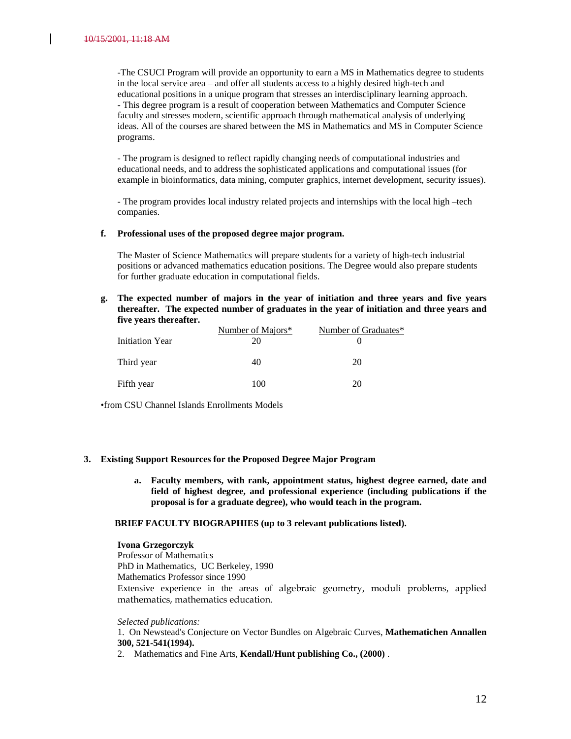-The CSUCI Program will provide an opportunity to earn a MS in Mathematics degree to students in the local service area – and offer all students access to a highly desired high-tech and educational positions in a unique program that stresses an interdisciplinary learning approach.
- This degree program is a result of cooperation between Mathematics and Computer Science faculty and stresses modern, scientific approach through mathematical analysis of underlying ideas. All of the courses are shared between the MS in Mathematics and MS in Computer Science programs.

- The program is designed to reflect rapidly changing needs of computational industries and educational needs, and to address the sophisticated applications and computational issues (for example in bioinformatics, data mining, computer graphics, internet development, security issues).

- The program provides local industry related projects and internships with the local high –tech companies.

**f. Professional uses of the proposed degree major program.**

The Master of Science Mathematics will prepare students for a variety of high-tech industrial positions or advanced mathematics education positions. The Degree would also prepare students for further graduate education in computational fields.

**g. The expected number of majors in the year of initiation and three years and five years thereafter. The expected number of graduates in the year of initiation and three years and five years thereafter.**

| | Number of Majors* | Number of Graduates* |
|---|---|---|
| Initiation Year | 20 | 0 |
| Third year | 40 | 20 |
| Fifth year | 100 | 20 |

•from CSU Channel Islands Enrollments Models

**3. Existing Support Resources for the Proposed Degree Major Program**

**a. Faculty members, with rank, appointment status, highest degree earned, date and field of highest degree, and professional experience (including publications if the proposal is for a graduate degree), who would teach in the program.**

**BRIEF FACULTY BIOGRAPHIES (up to 3 relevant publications listed).**

**Ivona Grzegorczyk**
Professor of Mathematics
PhD in Mathematics, UC Berkeley, 1990
Mathematics Professor since 1990
Extensive experience in the areas of algebraic geometry, moduli problems, applied mathematics, mathematics education.

*Selected publications:*
1. On Newstead's Conjecture on Vector Bundles on Algebraic Curves, **Mathematichen Annallen 300, 521-541(1994).**
2. Mathematics and Fine Arts, **Kendall/Hunt publishing Co., (2000)** .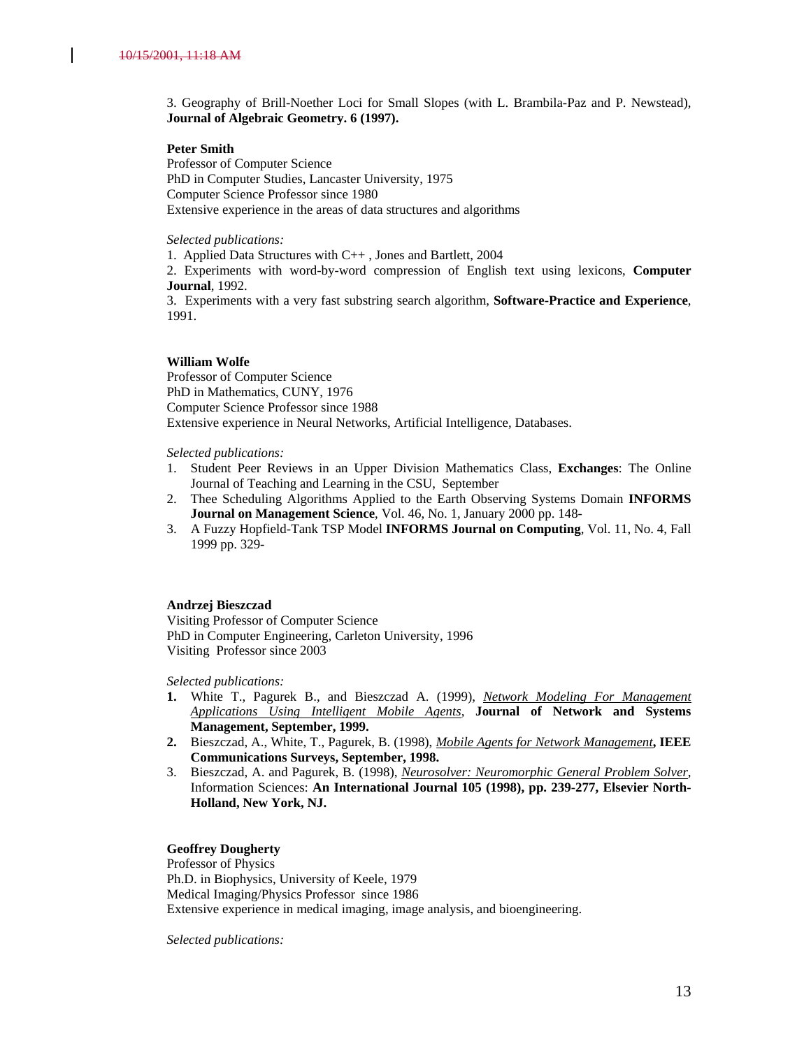3. Geography of Brill-Noether Loci for Small Slopes (with L. Brambila-Paz and P. Newstead), **Journal of Algebraic Geometry. 6 (1997).**

**Peter Smith**
Professor of Computer Science
PhD in Computer Studies, Lancaster University, 1975
Computer Science Professor since 1980
Extensive experience in the areas of data structures and algorithms

*Selected publications:*

1. Applied Data Structures with C++ , Jones and Bartlett, 2004
2. Experiments with word-by-word compression of English text using lexicons, **Computer Journal**, 1992.
3. Experiments with a very fast substring search algorithm, **Software-Practice and Experience**, 1991.

**William Wolfe**
Professor of Computer Science
PhD in Mathematics, CUNY, 1976
Computer Science Professor since 1988
Extensive experience in Neural Networks, Artificial Intelligence, Databases.

*Selected publications:*

1. Student Peer Reviews in an Upper Division Mathematics Class, **Exchanges**: The Online Journal of Teaching and Learning in the CSU, September
2. Thee Scheduling Algorithms Applied to the Earth Observing Systems Domain **INFORMS Journal on Management Science**, Vol. 46, No. 1, January 2000 pp. 148-
3. A Fuzzy Hopfield-Tank TSP Model **INFORMS Journal on Computing**, Vol. 11, No. 4, Fall 1999 pp. 329-

**Andrzej Bieszczad**
Visiting Professor of Computer Science
PhD in Computer Engineering, Carleton University, 1996
Visiting Professor since 2003

*Selected publications:*

1. White T., Pagurek B., and Bieszczad A. (1999), Network Modeling For Management Applications Using Intelligent Mobile Agents, **Journal of Network and Systems Management, September, 1999.**
2. Bieszczad, A., White, T., Pagurek, B. (1998), Mobile Agents for Network Management**, IEEE Communications Surveys, September, 1998.**
3. Bieszczad, A. and Pagurek, B. (1998), *Neurosolver: Neuromorphic General Problem Solver*, Information Sciences: **An International Journal 105 (1998), pp. 239-277, Elsevier North-Holland, New York, NJ.**

**Geoffrey Dougherty**
Professor of Physics
Ph.D. in Biophysics, University of Keele, 1979
Medical Imaging/Physics Professor since 1986
Extensive experience in medical imaging, image analysis, and bioengineering.

*Selected publications:*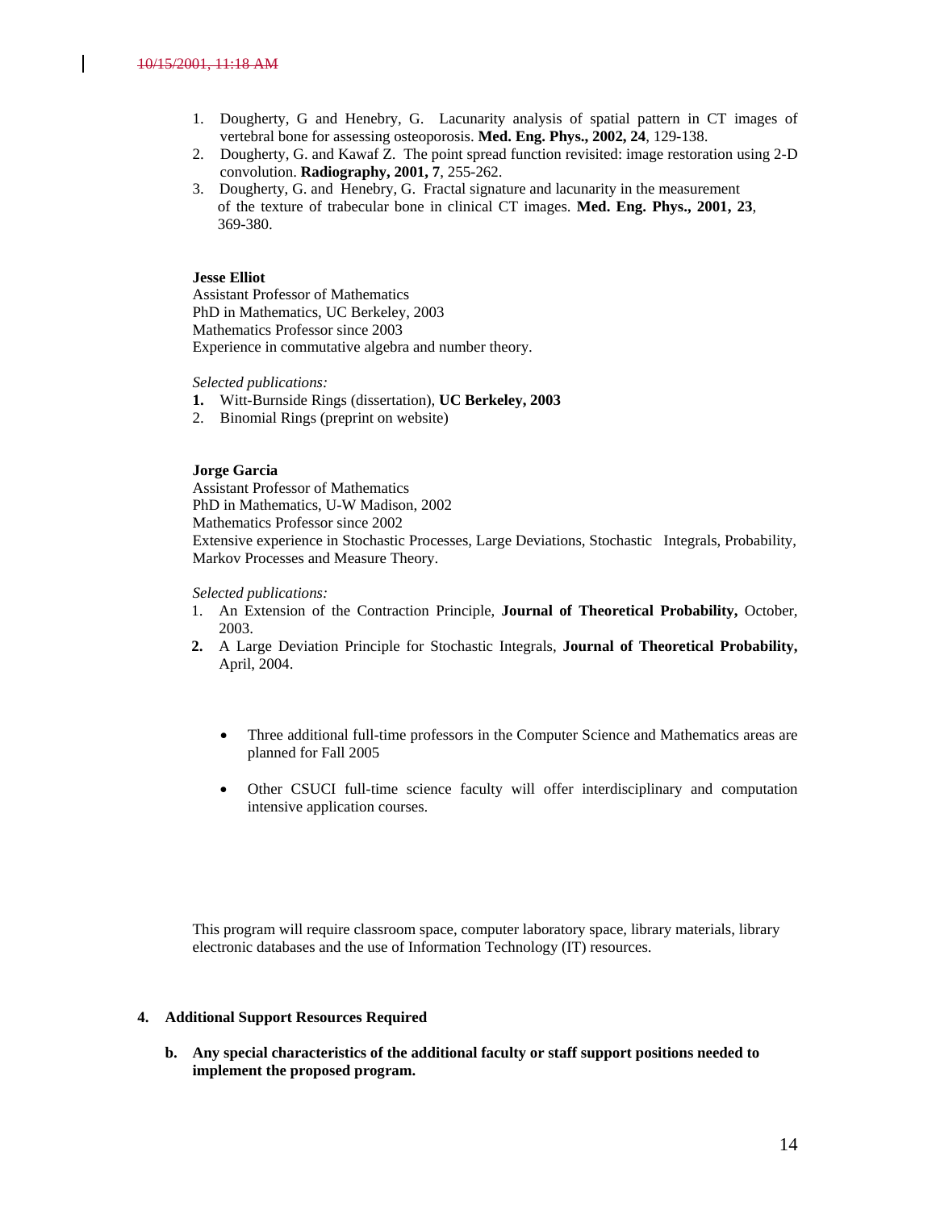1. Dougherty, G and Henebry, G. Lacunarity analysis of spatial pattern in CT images of vertebral bone for assessing osteoporosis. **Med. Eng. Phys., 2002, 24**, 129-138.
2. Dougherty, G. and Kawaf Z. The point spread function revisited: image restoration using 2-D convolution. **Radiography, 2001, 7**, 255-262.
3. Dougherty, G. and Henebry, G. Fractal signature and lacunarity in the measurement of the texture of trabecular bone in clinical CT images. **Med. Eng. Phys., 2001, 23**, 369-380.

**Jesse Elliot**
Assistant Professor of Mathematics
PhD in Mathematics, UC Berkeley, 2003
Mathematics Professor since 2003
Experience in commutative algebra and number theory.

*Selected publications:*

1. Witt-Burnside Rings (dissertation), **UC Berkeley, 2003**
2. Binomial Rings (preprint on website)

**Jorge Garcia**
Assistant Professor of Mathematics
PhD in Mathematics, U-W Madison, 2002
Mathematics Professor since 2002
Extensive experience in Stochastic Processes, Large Deviations, Stochastic Integrals, Probability, Markov Processes and Measure Theory.

*Selected publications:*

1. An Extension of the Contraction Principle, **Journal of Theoretical Probability,** October, 2003.
2. A Large Deviation Principle for Stochastic Integrals, **Journal of Theoretical Probability,** April, 2004.

- Three additional full-time professors in the Computer Science and Mathematics areas are planned for Fall 2005
- Other CSUCI full-time science faculty will offer interdisciplinary and computation intensive application courses.

This program will require classroom space, computer laboratory space, library materials, library electronic databases and the use of Information Technology (IT) resources.

**4. Additional Support Resources Required**

**b. Any special characteristics of the additional faculty or staff support positions needed to implement the proposed program.**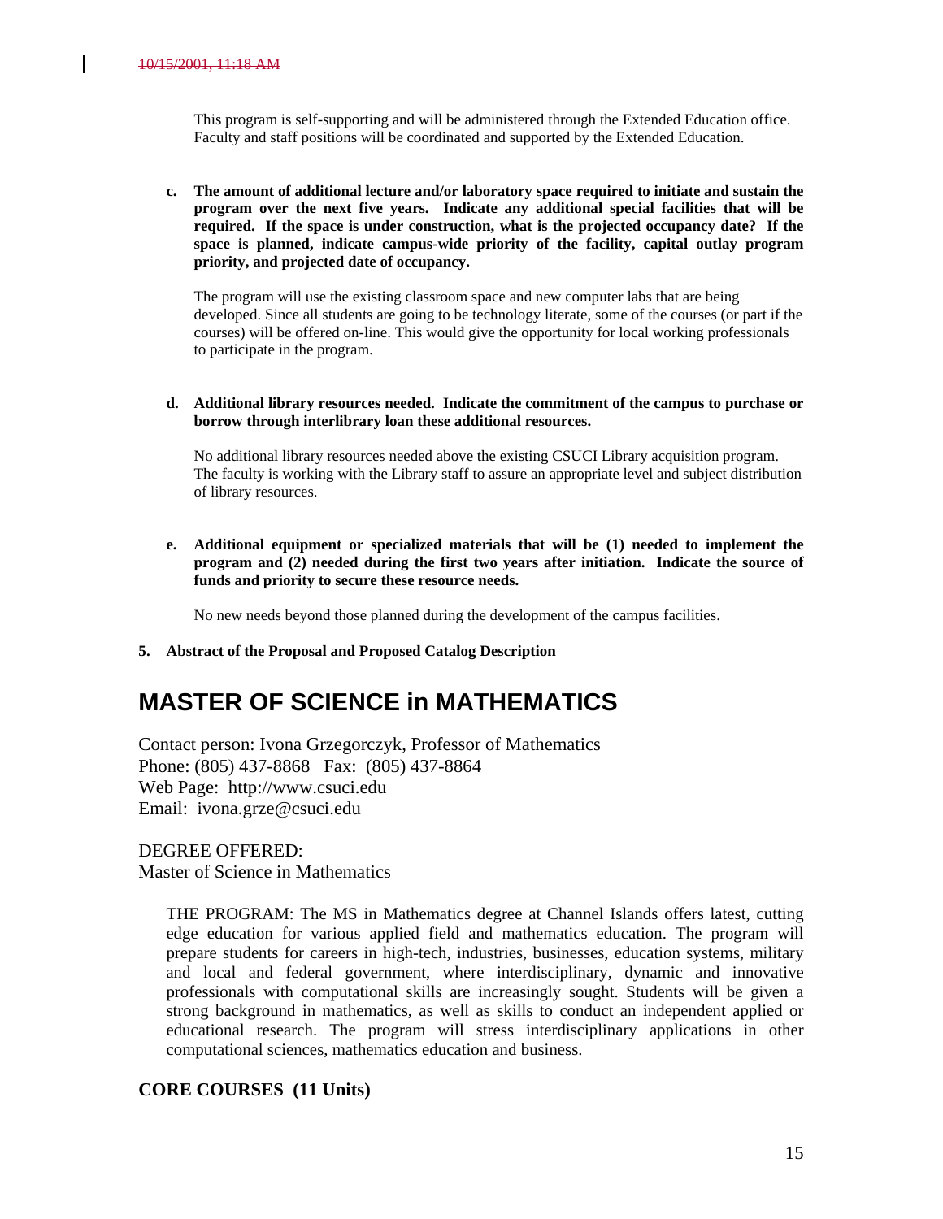10/15/2001, 11:18 AM

This program is self-supporting and will be administered through the Extended Education office. Faculty and staff positions will be coordinated and supported by the Extended Education.

**c. The amount of additional lecture and/or laboratory space required to initiate and sustain the program over the next five years. Indicate any additional special facilities that will be required. If the space is under construction, what is the projected occupancy date? If the space is planned, indicate campus-wide priority of the facility, capital outlay program priority, and projected date of occupancy.**

The program will use the existing classroom space and new computer labs that are being developed. Since all students are going to be technology literate, some of the courses (or part if the courses) will be offered on-line. This would give the opportunity for local working professionals to participate in the program.

**d. Additional library resources needed. Indicate the commitment of the campus to purchase or borrow through interlibrary loan these additional resources.**

No additional library resources needed above the existing CSUCI Library acquisition program. The faculty is working with the Library staff to assure an appropriate level and subject distribution of library resources.

**e. Additional equipment or specialized materials that will be (1) needed to implement the program and (2) needed during the first two years after initiation. Indicate the source of funds and priority to secure these resource needs.**

No new needs beyond those planned during the development of the campus facilities.

**5. Abstract of the Proposal and Proposed Catalog Description**

# MASTER OF SCIENCE in MATHEMATICS

Contact person: Ivona Grzegorczyk, Professor of Mathematics
Phone: (805) 437-8868 Fax: (805) 437-8864
Web Page: http://www.csuci.edu
Email: ivona.grze@csuci.edu

DEGREE OFFERED:
Master of Science in Mathematics

THE PROGRAM: The MS in Mathematics degree at Channel Islands offers latest, cutting edge education for various applied field and mathematics education. The program will prepare students for careers in high-tech, industries, businesses, education systems, military and local and federal government, where interdisciplinary, dynamic and innovative professionals with computational skills are increasingly sought. Students will be given a strong background in mathematics, as well as skills to conduct an independent applied or educational research. The program will stress interdisciplinary applications in other computational sciences, mathematics education and business.

**CORE COURSES (11 Units)**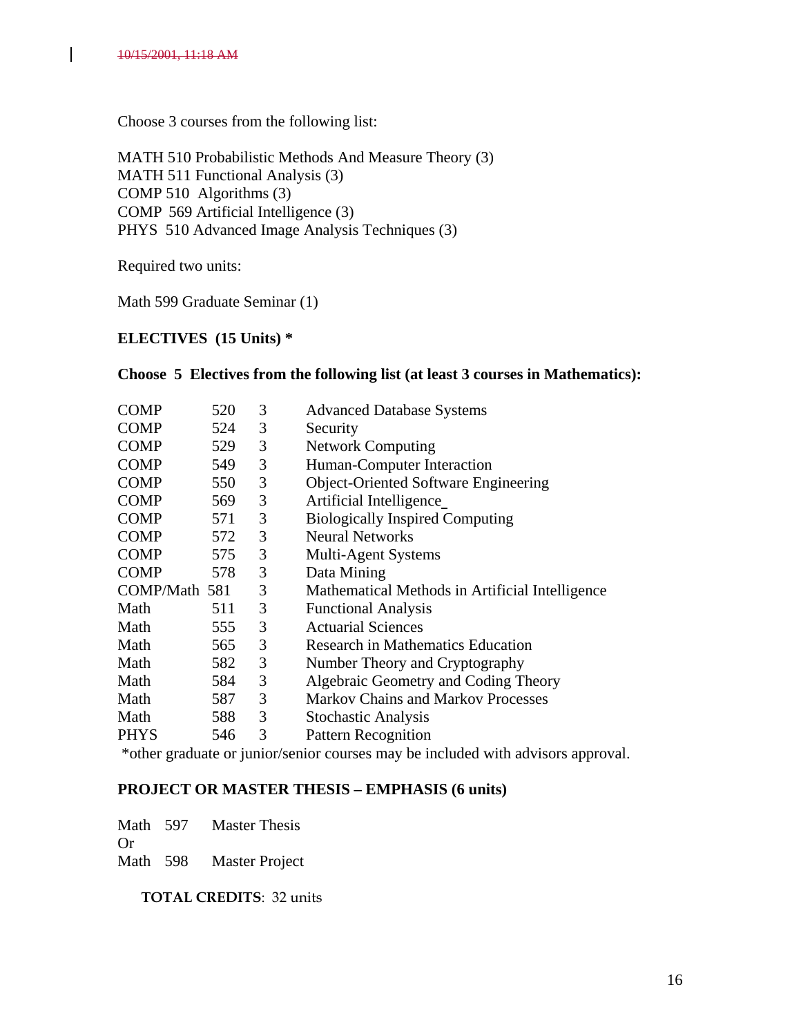Choose 3 courses from the following list:

MATH 510 Probabilistic Methods And Measure Theory (3)
MATH 511 Functional Analysis (3)
COMP 510 Algorithms (3)
COMP 569 Artificial Intelligence (3)
PHYS 510 Advanced Image Analysis Techniques (3)

Required two units:

Math 599 Graduate Seminar (1)

**ELECTIVES (15 Units) ***

**Choose 5 Electives from the following list (at least 3 courses in Mathematics):**

| | | | |
|---|---|---|---|
| COMP | 520 | 3 | Advanced Database Systems |
| COMP | 524 | 3 | Security |
| COMP | 529 | 3 | Network Computing |
| COMP | 549 | 3 | Human-Computer Interaction |
| COMP | 550 | 3 | Object-Oriented Software Engineering |
| COMP | 569 | 3 | Artificial Intelligence |
| COMP | 571 | 3 | Biologically Inspired Computing |
| COMP | 572 | 3 | Neural Networks |
| COMP | 575 | 3 | Multi-Agent Systems |
| COMP | 578 | 3 | Data Mining |
| COMP/Math | 581 | 3 | Mathematical Methods in Artificial Intelligence |
| Math | 511 | 3 | Functional Analysis |
| Math | 555 | 3 | Actuarial Sciences |
| Math | 565 | 3 | Research in Mathematics Education |
| Math | 582 | 3 | Number Theory and Cryptography |
| Math | 584 | 3 | Algebraic Geometry and Coding Theory |
| Math | 587 | 3 | Markov Chains and Markov Processes |
| Math | 588 | 3 | Stochastic Analysis |
| PHYS | 546 | 3 | Pattern Recognition |

*other graduate or junior/senior courses may be included with advisors approval.

**PROJECT OR MASTER THESIS – EMPHASIS (6 units)**

Math 597 Master Thesis
Or
Math 598 Master Project

**TOTAL CREDITS**: 32 units